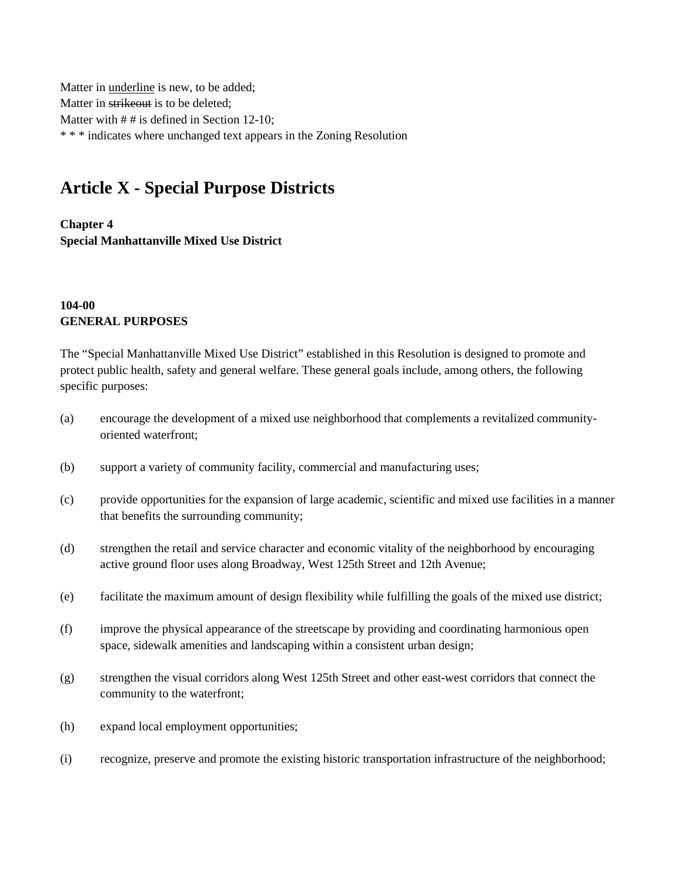Matter in <u>underline</u> is new, to be added;
Matter in ~~strikeout~~ is to be deleted;
Matter with # # is defined in Section 12-10;
* * * indicates where unchanged text appears in the Zoning Resolution

# Article X - Special Purpose Districts

**Chapter 4**
**Special Manhattanville Mixed Use District**

**104-00**
**GENERAL PURPOSES**

The "Special Manhattanville Mixed Use District" established in this Resolution is designed to promote and protect public health, safety and general welfare. These general goals include, among others, the following specific purposes:

(a) encourage the development of a mixed use neighborhood that complements a revitalized community-oriented waterfront;

(b) support a variety of community facility, commercial and manufacturing uses;

(c) provide opportunities for the expansion of large academic, scientific and mixed use facilities in a manner that benefits the surrounding community;

(d) strengthen the retail and service character and economic vitality of the neighborhood by encouraging active ground floor uses along Broadway, West 125th Street and 12th Avenue;

(e) facilitate the maximum amount of design flexibility while fulfilling the goals of the mixed use district;

(f) improve the physical appearance of the streetscape by providing and coordinating harmonious open space, sidewalk amenities and landscaping within a consistent urban design;

(g) strengthen the visual corridors along West 125th Street and other east-west corridors that connect the community to the waterfront;

(h) expand local employment opportunities;

(i) recognize, preserve and promote the existing historic transportation infrastructure of the neighborhood;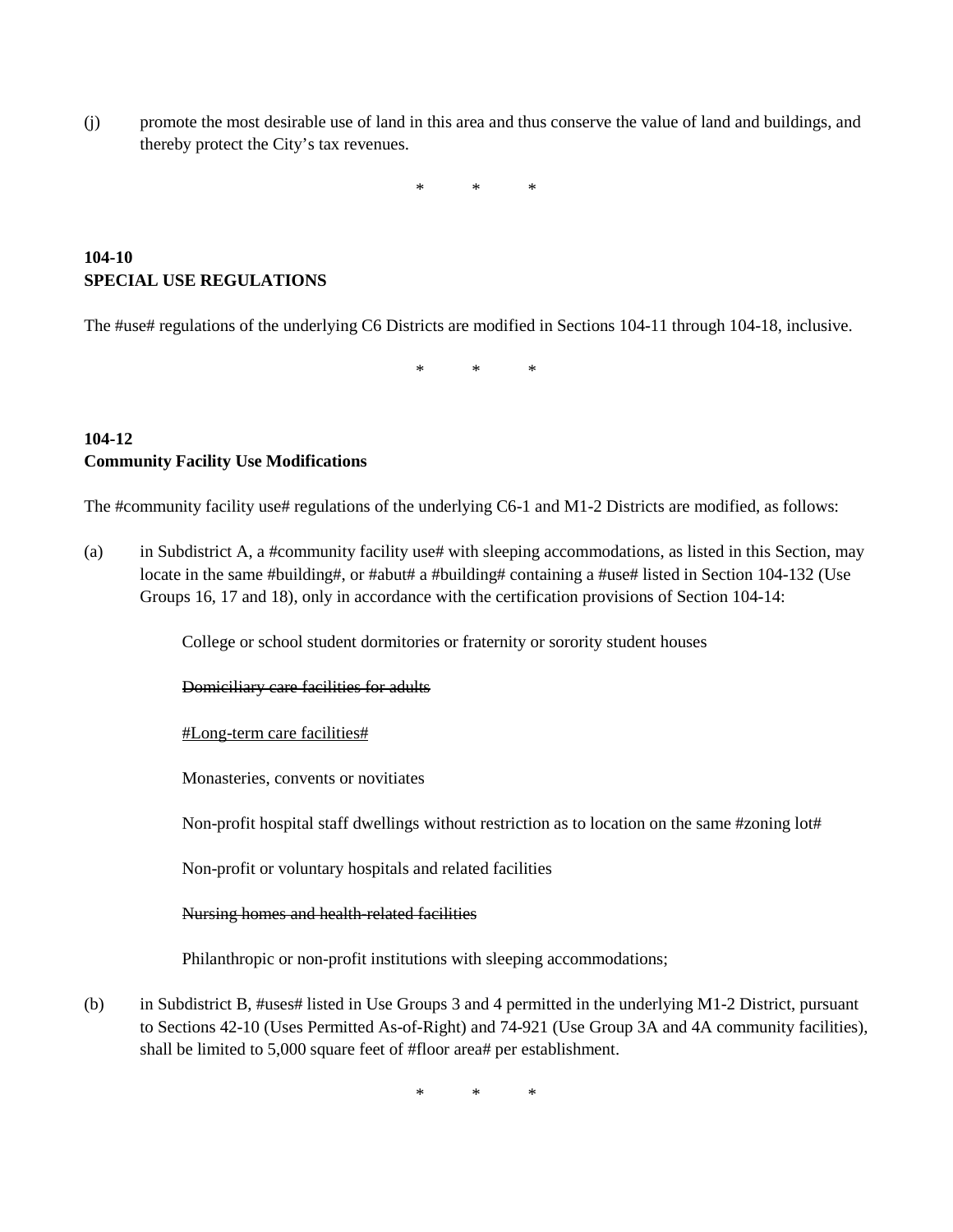(j) promote the most desirable use of land in this area and thus conserve the value of land and buildings, and thereby protect the City's tax revenues.

\* \* \*

**104-10**
**SPECIAL USE REGULATIONS**

The #use# regulations of the underlying C6 Districts are modified in Sections 104-11 through 104-18, inclusive.

\* \* \*

**104-12**
**Community Facility Use Modifications**

The #community facility use# regulations of the underlying C6-1 and M1-2 Districts are modified, as follows:

(a) in Subdistrict A, a #community facility use# with sleeping accommodations, as listed in this Section, may locate in the same #building#, or #abut# a #building# containing a #use# listed in Section 104-132 (Use Groups 16, 17 and 18), only in accordance with the certification provisions of Section 104-14:

College or school student dormitories or fraternity or sorority student houses

~~Domiciliary care facilities for adults~~

<u>#Long-term care facilities#</u>

Monasteries, convents or novitiates

Non-profit hospital staff dwellings without restriction as to location on the same #zoning lot#

Non-profit or voluntary hospitals and related facilities

~~Nursing homes and health-related facilities~~

Philanthropic or non-profit institutions with sleeping accommodations;

(b) in Subdistrict B, #uses# listed in Use Groups 3 and 4 permitted in the underlying M1-2 District, pursuant to Sections 42-10 (Uses Permitted As-of-Right) and 74-921 (Use Group 3A and 4A community facilities), shall be limited to 5,000 square feet of #floor area# per establishment.

\* \* \*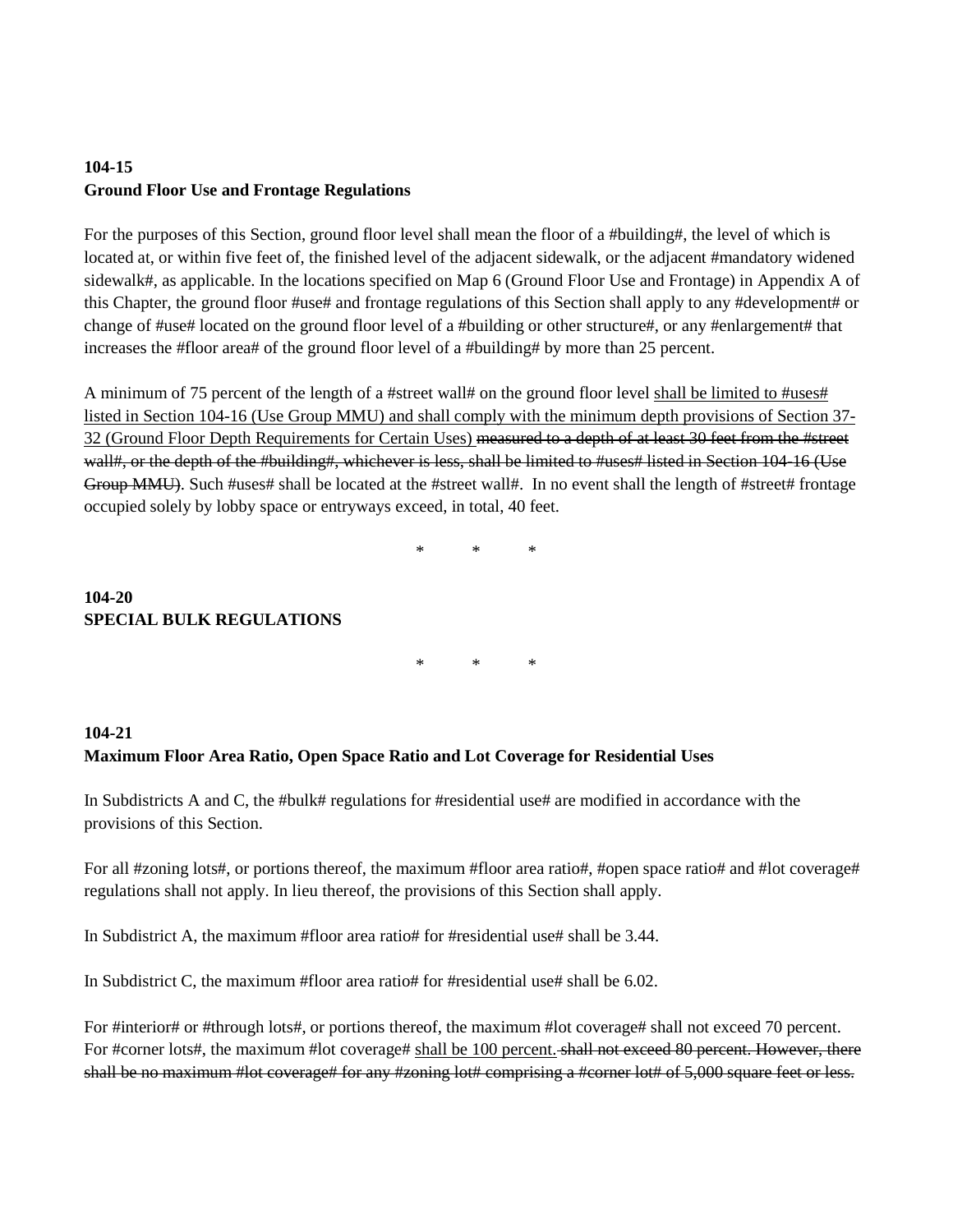**104-15**
**Ground Floor Use and Frontage Regulations**

For the purposes of this Section, ground floor level shall mean the floor of a #building#, the level of which is located at, or within five feet of, the finished level of the adjacent sidewalk, or the adjacent #mandatory widened sidewalk#, as applicable. In the locations specified on Map 6 (Ground Floor Use and Frontage) in Appendix A of this Chapter, the ground floor #use# and frontage regulations of this Section shall apply to any #development# or change of #use# located on the ground floor level of a #building or other structure#, or any #enlargement# that increases the #floor area# of the ground floor level of a #building# by more than 25 percent.

A minimum of 75 percent of the length of a #street wall# on the ground floor level <u>shall be limited to #uses# listed in Section 104-16 (Use Group MMU) and shall comply with the minimum depth provisions of Section 37-32 (Ground Floor Depth Requirements for Certain Uses)</u> ~~measured to a depth of at least 30 feet from the #street wall#, or the depth of the #building#, whichever is less, shall be limited to #uses# listed in Section 104-16 (Use Group MMU)~~. Such #uses# shall be located at the #street wall#. In no event shall the length of #street# frontage occupied solely by lobby space or entryways exceed, in total, 40 feet.

\* \* \*

**104-20**
**SPECIAL BULK REGULATIONS**

\* \* \*

**104-21**
**Maximum Floor Area Ratio, Open Space Ratio and Lot Coverage for Residential Uses**

In Subdistricts A and C, the #bulk# regulations for #residential use# are modified in accordance with the provisions of this Section.

For all #zoning lots#, or portions thereof, the maximum #floor area ratio#, #open space ratio# and #lot coverage# regulations shall not apply. In lieu thereof, the provisions of this Section shall apply.

In Subdistrict A, the maximum #floor area ratio# for #residential use# shall be 3.44.

In Subdistrict C, the maximum #floor area ratio# for #residential use# shall be 6.02.

For #interior# or #through lots#, or portions thereof, the maximum #lot coverage# shall not exceed 70 percent. For #corner lots#, the maximum #lot coverage# <u>shall be 100 percent.</u> ~~shall not exceed 80 percent. However, there shall be no maximum #lot coverage# for any #zoning lot# comprising a #corner lot# of 5,000 square feet or less.~~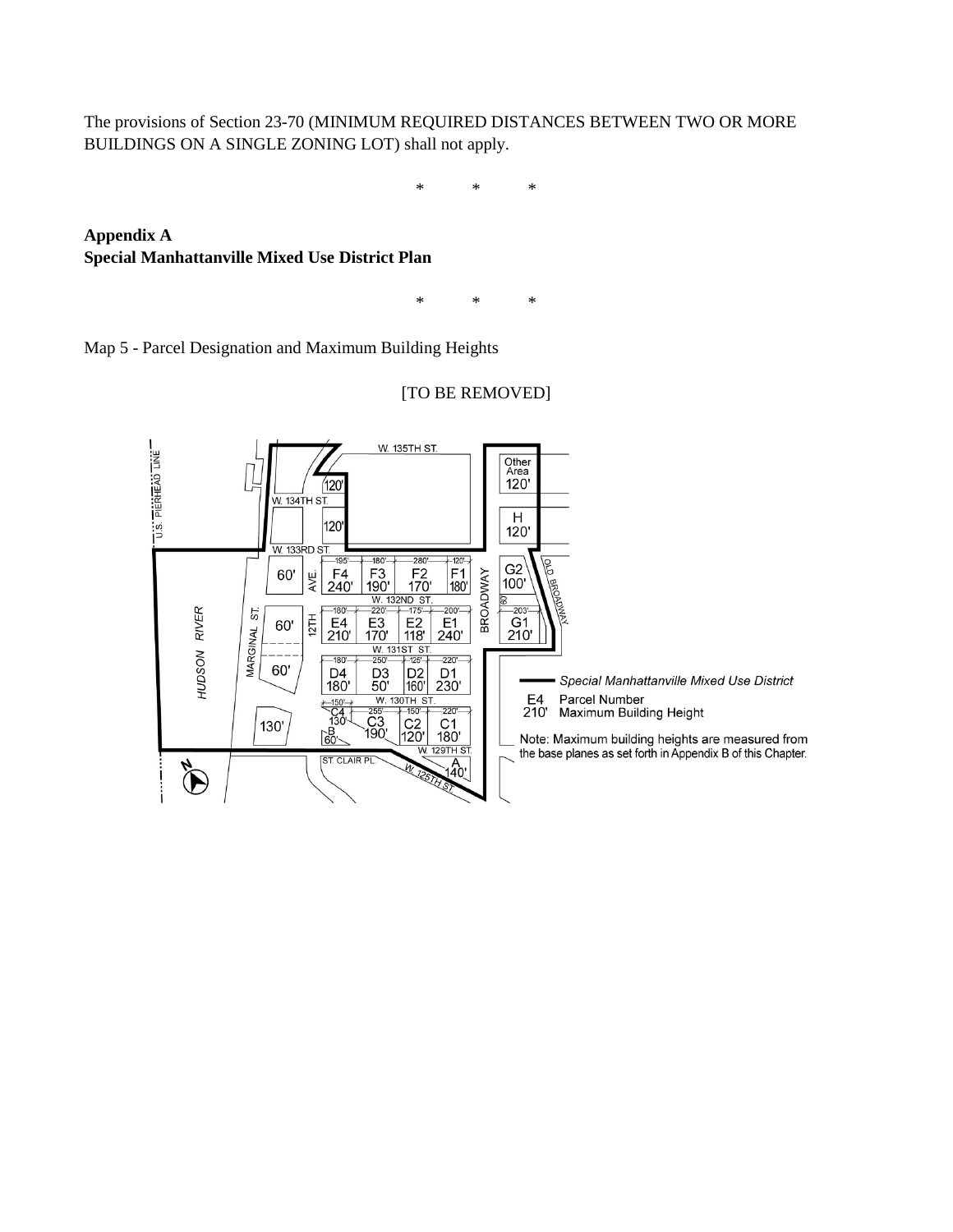The provisions of Section 23-70 (MINIMUM REQUIRED DISTANCES BETWEEN TWO OR MORE BUILDINGS ON A SINGLE ZONING LOT) shall not apply.

\* \* \*

**Appendix A**
**Special Manhattanville Mixed Use District Plan**

\* \* \*

Map 5 - Parcel Designation and Maximum Building Heights

[TO BE REMOVED]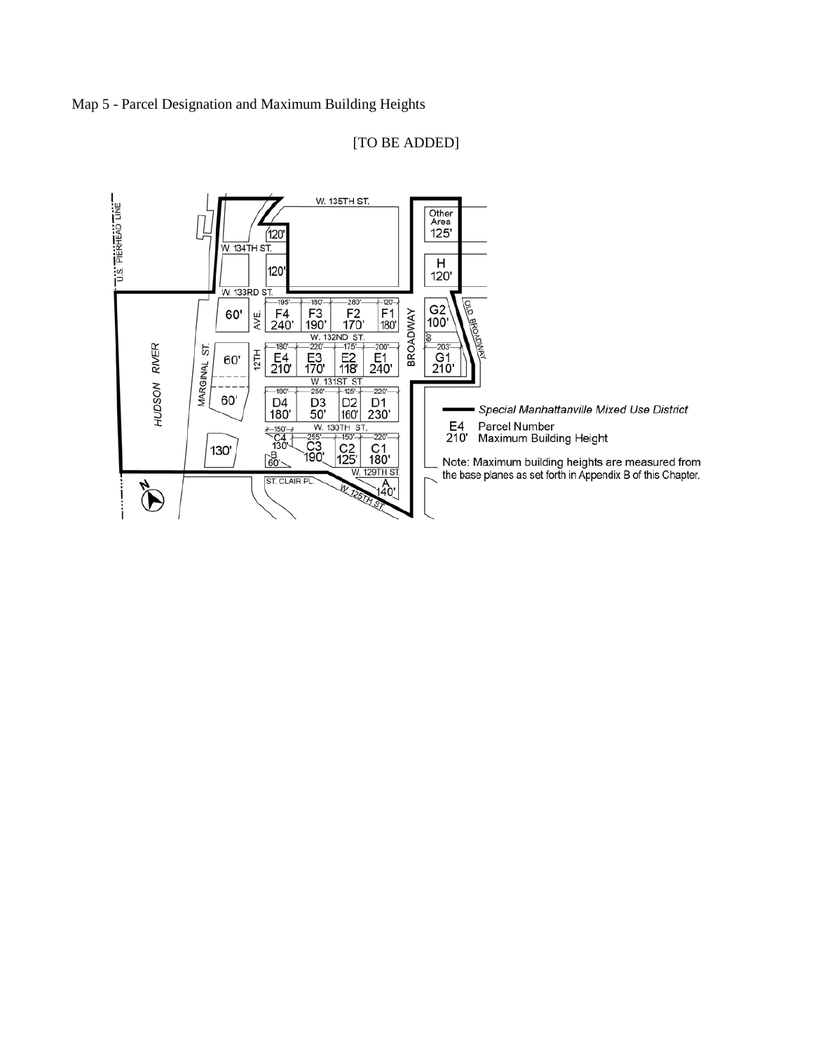Map 5 - Parcel Designation and Maximum Building Heights

[TO BE ADDED]

W. 135TH ST.
U.S. PIERHEAD LINE
Other Area 125'
120'
W. 134TH ST.
120'
H 120'
W. 133RD ST.
195' 180' 280' 120'
60'
12TH AVE.
F4 240'
F3 190'
F2 170'
F1 180'
G2 100'
OLD BROADWAY
W. 132ND ST.
60'
180' 220' 175' 200' 203'
HUDSON RIVER
MARGINAL ST.
60'
E4 210'
E3 170'
E2 118'
E1 240'
BROADWAY
G1 210'
W 131ST ST
180' 250' 125' 220'
60'
D4 180'
D3 50'
D2 160'
D1 230'
W. 130TH ST.
150' 255' 150' 220'
130'
C4 130'
C3 190'
C2 125'
C1 180'
B 60'
W. 129TH ST.
A 140'
ST. CLAIR PL.
W. 125TH ST.
N

Special Manhattanville Mixed Use District

E4 Parcel Number
210' Maximum Building Height

Note: Maximum building heights are measured from the base planes as set forth in Appendix B of this Chapter.